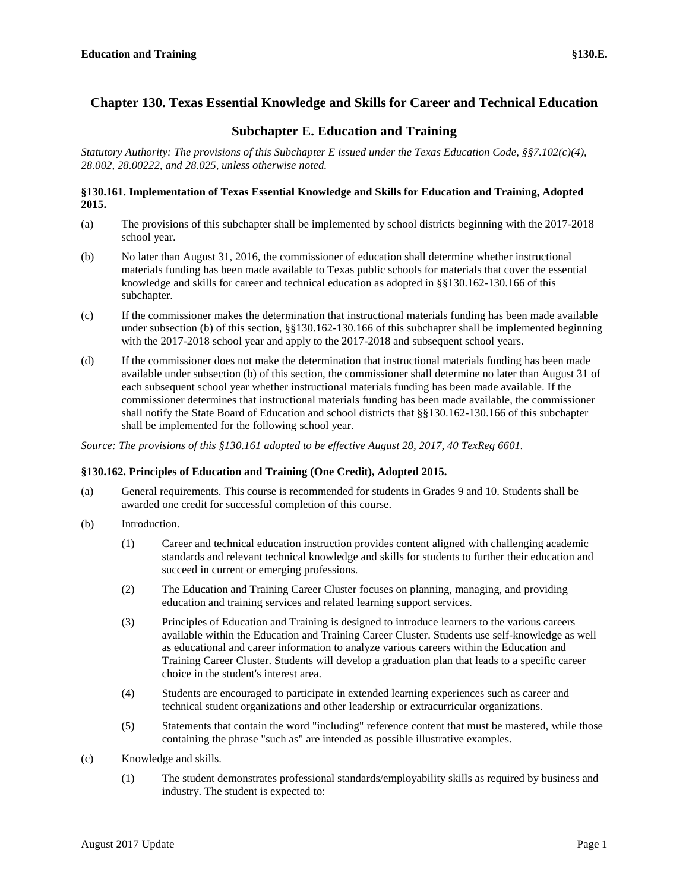# Chapter 130. Texas Essential Knowledge and Skills for Career and Technical Education

## Subchapter E. Education and Training

*Statutory Authority: The provisions of this Subchapter E issued under the Texas Education Code, §§7.102(c)(4), 28.002, 28.00222, and 28.025, unless otherwise noted.*

### §130.161. Implementation of Texas Essential Knowledge and Skills for Education and Training, Adopted 2015.

(a) The provisions of this subchapter shall be implemented by school districts beginning with the 2017-2018 school year.

(b) No later than August 31, 2016, the commissioner of education shall determine whether instructional materials funding has been made available to Texas public schools for materials that cover the essential knowledge and skills for career and technical education as adopted in §§130.162-130.166 of this subchapter.

(c) If the commissioner makes the determination that instructional materials funding has been made available under subsection (b) of this section, §§130.162-130.166 of this subchapter shall be implemented beginning with the 2017-2018 school year and apply to the 2017-2018 and subsequent school years.

(d) If the commissioner does not make the determination that instructional materials funding has been made available under subsection (b) of this section, the commissioner shall determine no later than August 31 of each subsequent school year whether instructional materials funding has been made available. If the commissioner determines that instructional materials funding has been made available, the commissioner shall notify the State Board of Education and school districts that §§130.162-130.166 of this subchapter shall be implemented for the following school year.

*Source: The provisions of this §130.161 adopted to be effective August 28, 2017, 40 TexReg 6601.*

### §130.162. Principles of Education and Training (One Credit), Adopted 2015.

(a) General requirements. This course is recommended for students in Grades 9 and 10. Students shall be awarded one credit for successful completion of this course.

(b) Introduction.

(1) Career and technical education instruction provides content aligned with challenging academic standards and relevant technical knowledge and skills for students to further their education and succeed in current or emerging professions.

(2) The Education and Training Career Cluster focuses on planning, managing, and providing education and training services and related learning support services.

(3) Principles of Education and Training is designed to introduce learners to the various careers available within the Education and Training Career Cluster. Students use self-knowledge as well as educational and career information to analyze various careers within the Education and Training Career Cluster. Students will develop a graduation plan that leads to a specific career choice in the student's interest area.

(4) Students are encouraged to participate in extended learning experiences such as career and technical student organizations and other leadership or extracurricular organizations.

(5) Statements that contain the word "including" reference content that must be mastered, while those containing the phrase "such as" are intended as possible illustrative examples.

(c) Knowledge and skills.

(1) The student demonstrates professional standards/employability skills as required by business and industry. The student is expected to: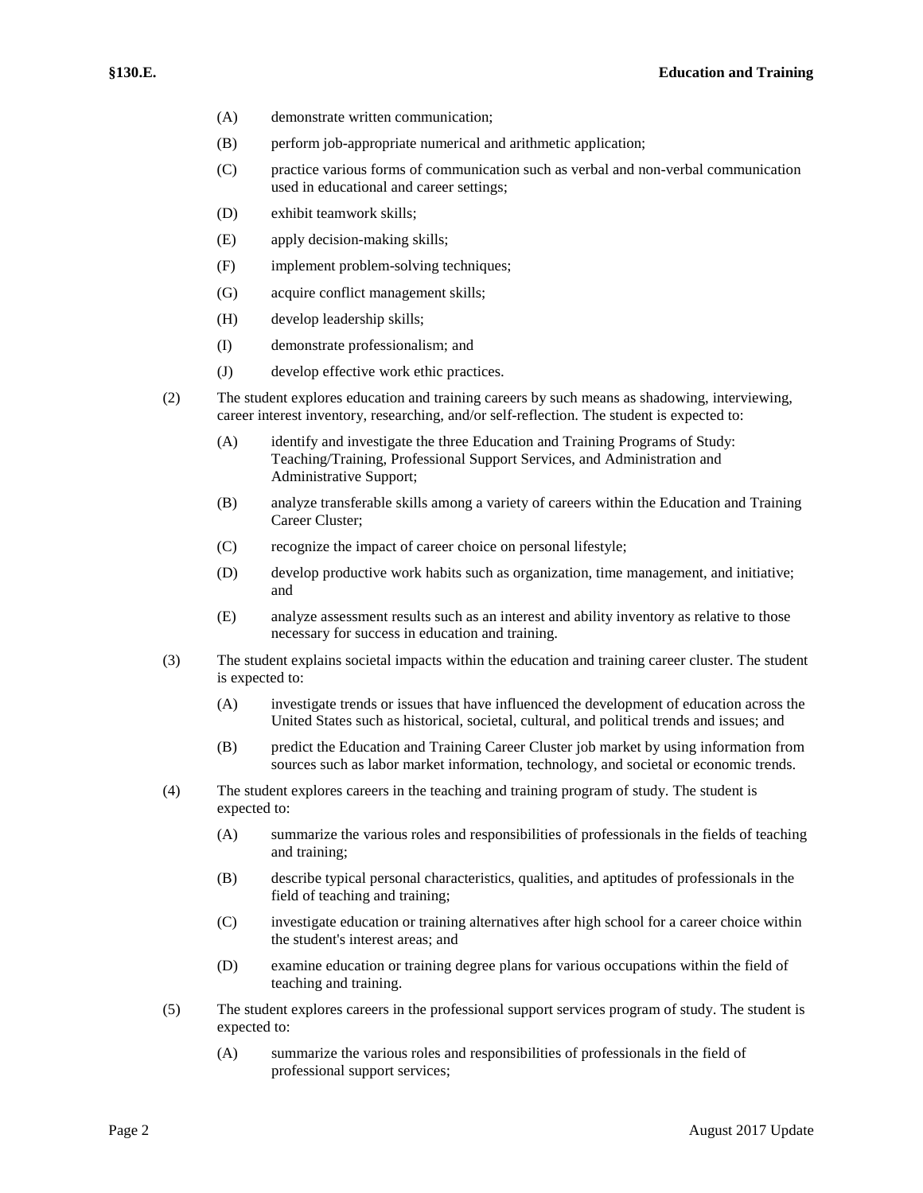(A) demonstrate written communication;

(B) perform job-appropriate numerical and arithmetic application;

(C) practice various forms of communication such as verbal and non-verbal communication used in educational and career settings;

(D) exhibit teamwork skills;

(E) apply decision-making skills;

(F) implement problem-solving techniques;

(G) acquire conflict management skills;

(H) develop leadership skills;

(I) demonstrate professionalism; and

(J) develop effective work ethic practices.

(2) The student explores education and training careers by such means as shadowing, interviewing, career interest inventory, researching, and/or self-reflection. The student is expected to:

(A) identify and investigate the three Education and Training Programs of Study: Teaching/Training, Professional Support Services, and Administration and Administrative Support;

(B) analyze transferable skills among a variety of careers within the Education and Training Career Cluster;

(C) recognize the impact of career choice on personal lifestyle;

(D) develop productive work habits such as organization, time management, and initiative; and

(E) analyze assessment results such as an interest and ability inventory as relative to those necessary for success in education and training.

(3) The student explains societal impacts within the education and training career cluster. The student is expected to:

(A) investigate trends or issues that have influenced the development of education across the United States such as historical, societal, cultural, and political trends and issues; and

(B) predict the Education and Training Career Cluster job market by using information from sources such as labor market information, technology, and societal or economic trends.

(4) The student explores careers in the teaching and training program of study. The student is expected to:

(A) summarize the various roles and responsibilities of professionals in the fields of teaching and training;

(B) describe typical personal characteristics, qualities, and aptitudes of professionals in the field of teaching and training;

(C) investigate education or training alternatives after high school for a career choice within the student's interest areas; and

(D) examine education or training degree plans for various occupations within the field of teaching and training.

(5) The student explores careers in the professional support services program of study. The student is expected to:

(A) summarize the various roles and responsibilities of professionals in the field of professional support services;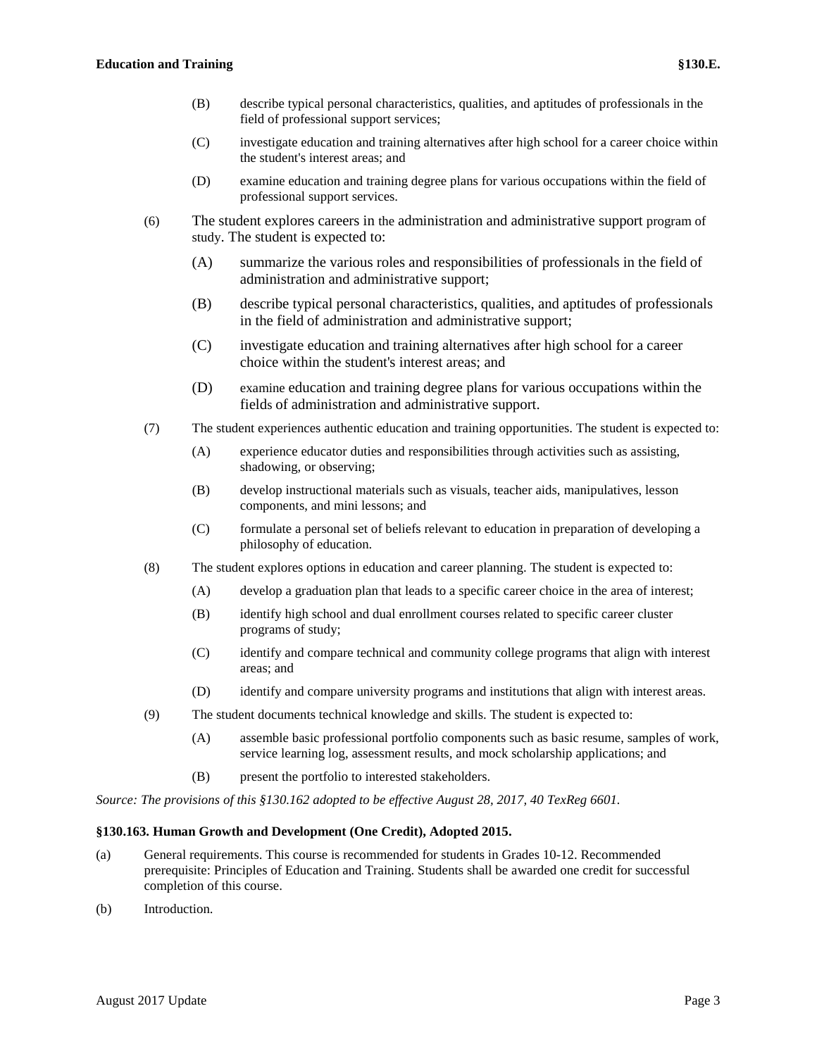(B) describe typical personal characteristics, qualities, and aptitudes of professionals in the field of professional support services;

(C) investigate education and training alternatives after high school for a career choice within the student's interest areas; and

(D) examine education and training degree plans for various occupations within the field of professional support services.

(6) The student explores careers in the administration and administrative support program of study. The student is expected to:

(A) summarize the various roles and responsibilities of professionals in the field of administration and administrative support;

(B) describe typical personal characteristics, qualities, and aptitudes of professionals in the field of administration and administrative support;

(C) investigate education and training alternatives after high school for a career choice within the student's interest areas; and

(D) examine education and training degree plans for various occupations within the fields of administration and administrative support.

(7) The student experiences authentic education and training opportunities. The student is expected to:

(A) experience educator duties and responsibilities through activities such as assisting, shadowing, or observing;

(B) develop instructional materials such as visuals, teacher aids, manipulatives, lesson components, and mini lessons; and

(C) formulate a personal set of beliefs relevant to education in preparation of developing a philosophy of education.

(8) The student explores options in education and career planning. The student is expected to:

(A) develop a graduation plan that leads to a specific career choice in the area of interest;

(B) identify high school and dual enrollment courses related to specific career cluster programs of study;

(C) identify and compare technical and community college programs that align with interest areas; and

(D) identify and compare university programs and institutions that align with interest areas.

(9) The student documents technical knowledge and skills. The student is expected to:

(A) assemble basic professional portfolio components such as basic resume, samples of work, service learning log, assessment results, and mock scholarship applications; and

(B) present the portfolio to interested stakeholders.

*Source: The provisions of this §130.162 adopted to be effective August 28, 2017, 40 TexReg 6601.*

**§130.163. Human Growth and Development (One Credit), Adopted 2015.**

(a) General requirements. This course is recommended for students in Grades 10-12. Recommended prerequisite: Principles of Education and Training. Students shall be awarded one credit for successful completion of this course.

(b) Introduction.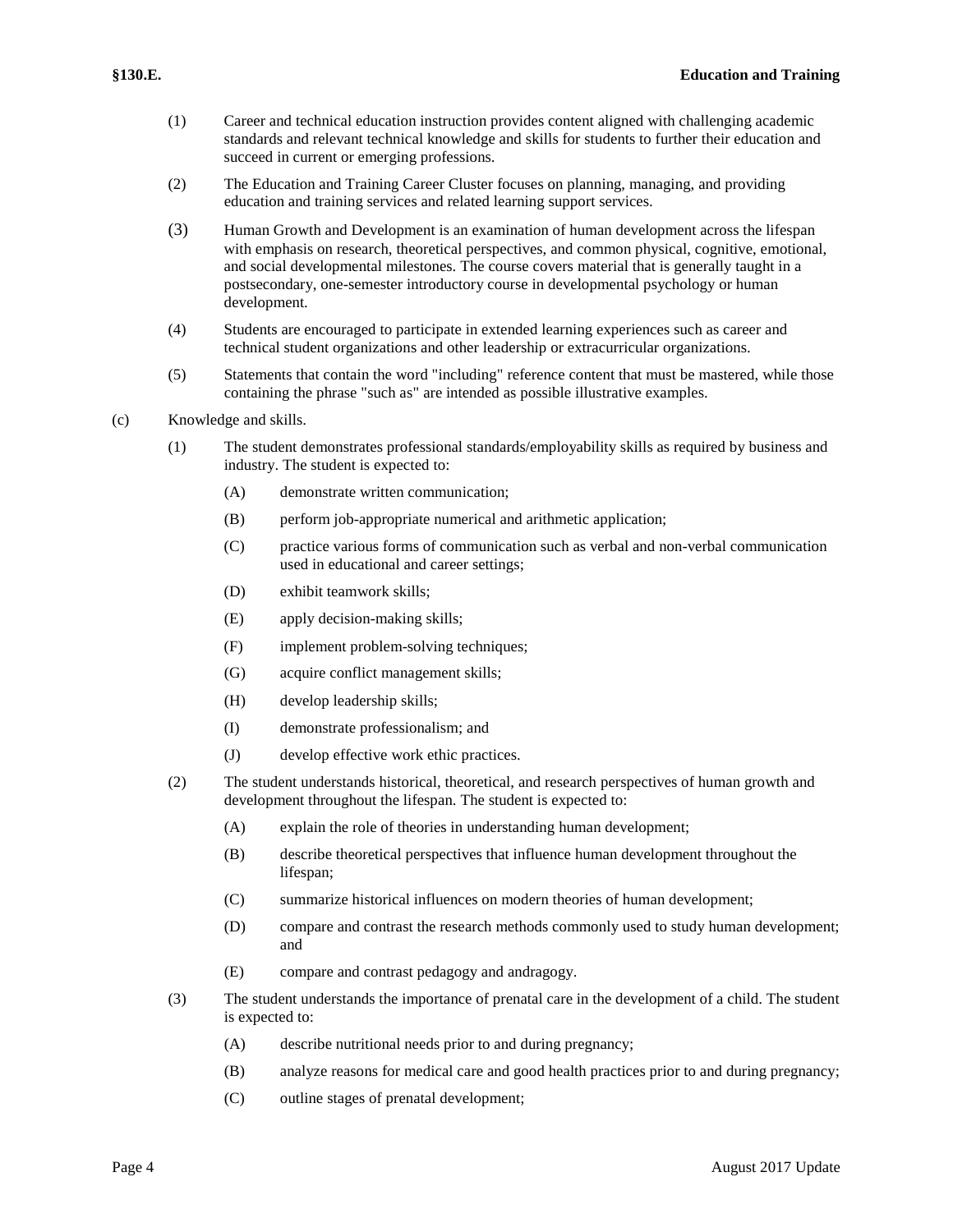(1) Career and technical education instruction provides content aligned with challenging academic standards and relevant technical knowledge and skills for students to further their education and succeed in current or emerging professions.

(2) The Education and Training Career Cluster focuses on planning, managing, and providing education and training services and related learning support services.

(3) Human Growth and Development is an examination of human development across the lifespan with emphasis on research, theoretical perspectives, and common physical, cognitive, emotional, and social developmental milestones. The course covers material that is generally taught in a postsecondary, one-semester introductory course in developmental psychology or human development.

(4) Students are encouraged to participate in extended learning experiences such as career and technical student organizations and other leadership or extracurricular organizations.

(5) Statements that contain the word "including" reference content that must be mastered, while those containing the phrase "such as" are intended as possible illustrative examples.

(c) Knowledge and skills.

(1) The student demonstrates professional standards/employability skills as required by business and industry. The student is expected to:

(A) demonstrate written communication;

(B) perform job-appropriate numerical and arithmetic application;

(C) practice various forms of communication such as verbal and non-verbal communication used in educational and career settings;

(D) exhibit teamwork skills;

(E) apply decision-making skills;

(F) implement problem-solving techniques;

(G) acquire conflict management skills;

(H) develop leadership skills;

(I) demonstrate professionalism; and

(J) develop effective work ethic practices.

(2) The student understands historical, theoretical, and research perspectives of human growth and development throughout the lifespan. The student is expected to:

(A) explain the role of theories in understanding human development;

(B) describe theoretical perspectives that influence human development throughout the lifespan;

(C) summarize historical influences on modern theories of human development;

(D) compare and contrast the research methods commonly used to study human development; and

(E) compare and contrast pedagogy and andragogy.

(3) The student understands the importance of prenatal care in the development of a child. The student is expected to:

(A) describe nutritional needs prior to and during pregnancy;

(B) analyze reasons for medical care and good health practices prior to and during pregnancy;

(C) outline stages of prenatal development;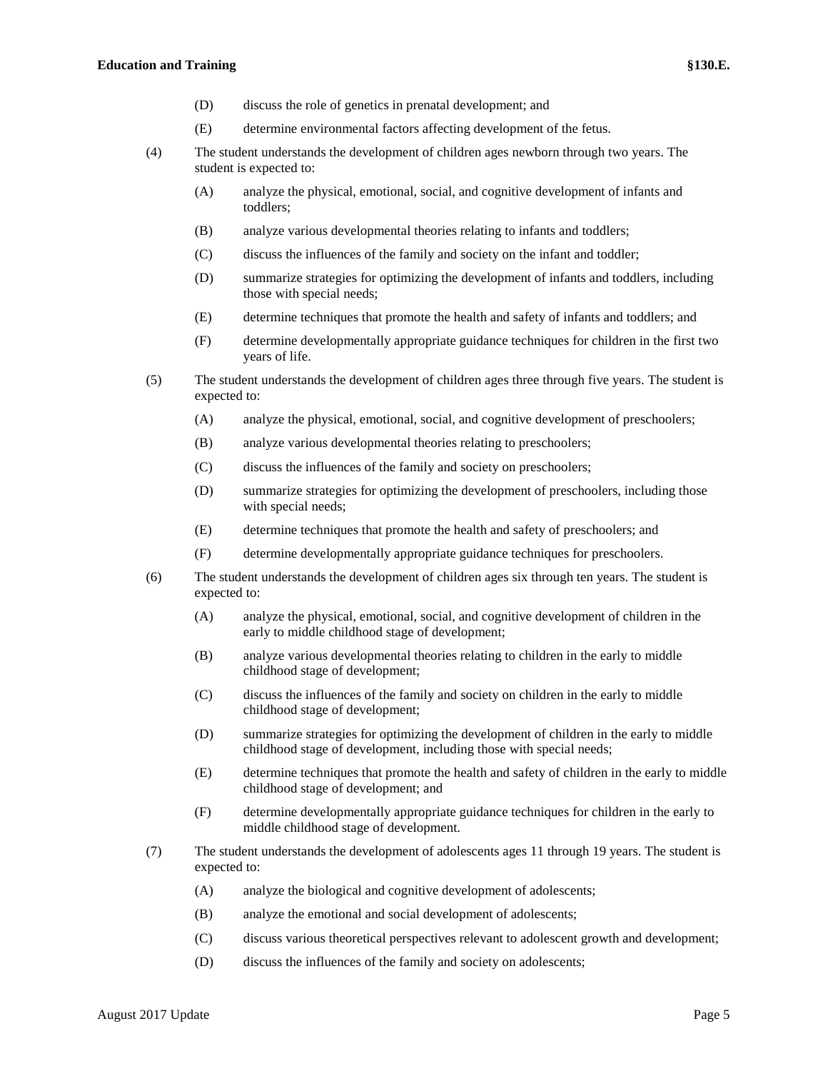(D) discuss the role of genetics in prenatal development; and

(E) determine environmental factors affecting development of the fetus.

(4) The student understands the development of children ages newborn through two years. The student is expected to:

(A) analyze the physical, emotional, social, and cognitive development of infants and toddlers;

(B) analyze various developmental theories relating to infants and toddlers;

(C) discuss the influences of the family and society on the infant and toddler;

(D) summarize strategies for optimizing the development of infants and toddlers, including those with special needs;

(E) determine techniques that promote the health and safety of infants and toddlers; and

(F) determine developmentally appropriate guidance techniques for children in the first two years of life.

(5) The student understands the development of children ages three through five years. The student is expected to:

(A) analyze the physical, emotional, social, and cognitive development of preschoolers;

(B) analyze various developmental theories relating to preschoolers;

(C) discuss the influences of the family and society on preschoolers;

(D) summarize strategies for optimizing the development of preschoolers, including those with special needs;

(E) determine techniques that promote the health and safety of preschoolers; and

(F) determine developmentally appropriate guidance techniques for preschoolers.

(6) The student understands the development of children ages six through ten years. The student is expected to:

(A) analyze the physical, emotional, social, and cognitive development of children in the early to middle childhood stage of development;

(B) analyze various developmental theories relating to children in the early to middle childhood stage of development;

(C) discuss the influences of the family and society on children in the early to middle childhood stage of development;

(D) summarize strategies for optimizing the development of children in the early to middle childhood stage of development, including those with special needs;

(E) determine techniques that promote the health and safety of children in the early to middle childhood stage of development; and

(F) determine developmentally appropriate guidance techniques for children in the early to middle childhood stage of development.

(7) The student understands the development of adolescents ages 11 through 19 years. The student is expected to:

(A) analyze the biological and cognitive development of adolescents;

(B) analyze the emotional and social development of adolescents;

(C) discuss various theoretical perspectives relevant to adolescent growth and development;

(D) discuss the influences of the family and society on adolescents;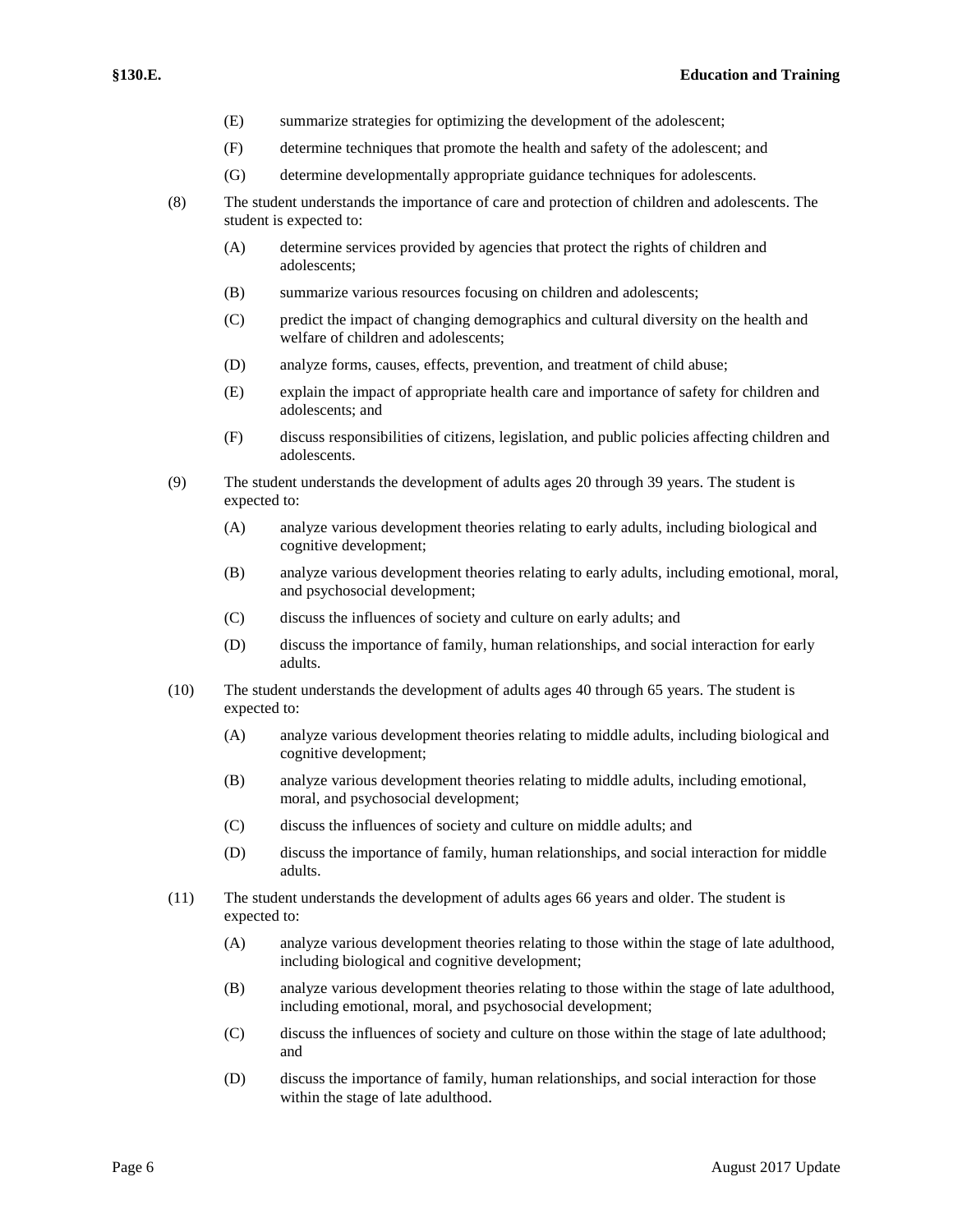(E) summarize strategies for optimizing the development of the adolescent;

(F) determine techniques that promote the health and safety of the adolescent; and

(G) determine developmentally appropriate guidance techniques for adolescents.

(8) The student understands the importance of care and protection of children and adolescents. The student is expected to:

(A) determine services provided by agencies that protect the rights of children and adolescents;

(B) summarize various resources focusing on children and adolescents;

(C) predict the impact of changing demographics and cultural diversity on the health and welfare of children and adolescents;

(D) analyze forms, causes, effects, prevention, and treatment of child abuse;

(E) explain the impact of appropriate health care and importance of safety for children and adolescents; and

(F) discuss responsibilities of citizens, legislation, and public policies affecting children and adolescents.

(9) The student understands the development of adults ages 20 through 39 years. The student is expected to:

(A) analyze various development theories relating to early adults, including biological and cognitive development;

(B) analyze various development theories relating to early adults, including emotional, moral, and psychosocial development;

(C) discuss the influences of society and culture on early adults; and

(D) discuss the importance of family, human relationships, and social interaction for early adults.

(10) The student understands the development of adults ages 40 through 65 years. The student is expected to:

(A) analyze various development theories relating to middle adults, including biological and cognitive development;

(B) analyze various development theories relating to middle adults, including emotional, moral, and psychosocial development;

(C) discuss the influences of society and culture on middle adults; and

(D) discuss the importance of family, human relationships, and social interaction for middle adults.

(11) The student understands the development of adults ages 66 years and older. The student is expected to:

(A) analyze various development theories relating to those within the stage of late adulthood, including biological and cognitive development;

(B) analyze various development theories relating to those within the stage of late adulthood, including emotional, moral, and psychosocial development;

(C) discuss the influences of society and culture on those within the stage of late adulthood; and

(D) discuss the importance of family, human relationships, and social interaction for those within the stage of late adulthood.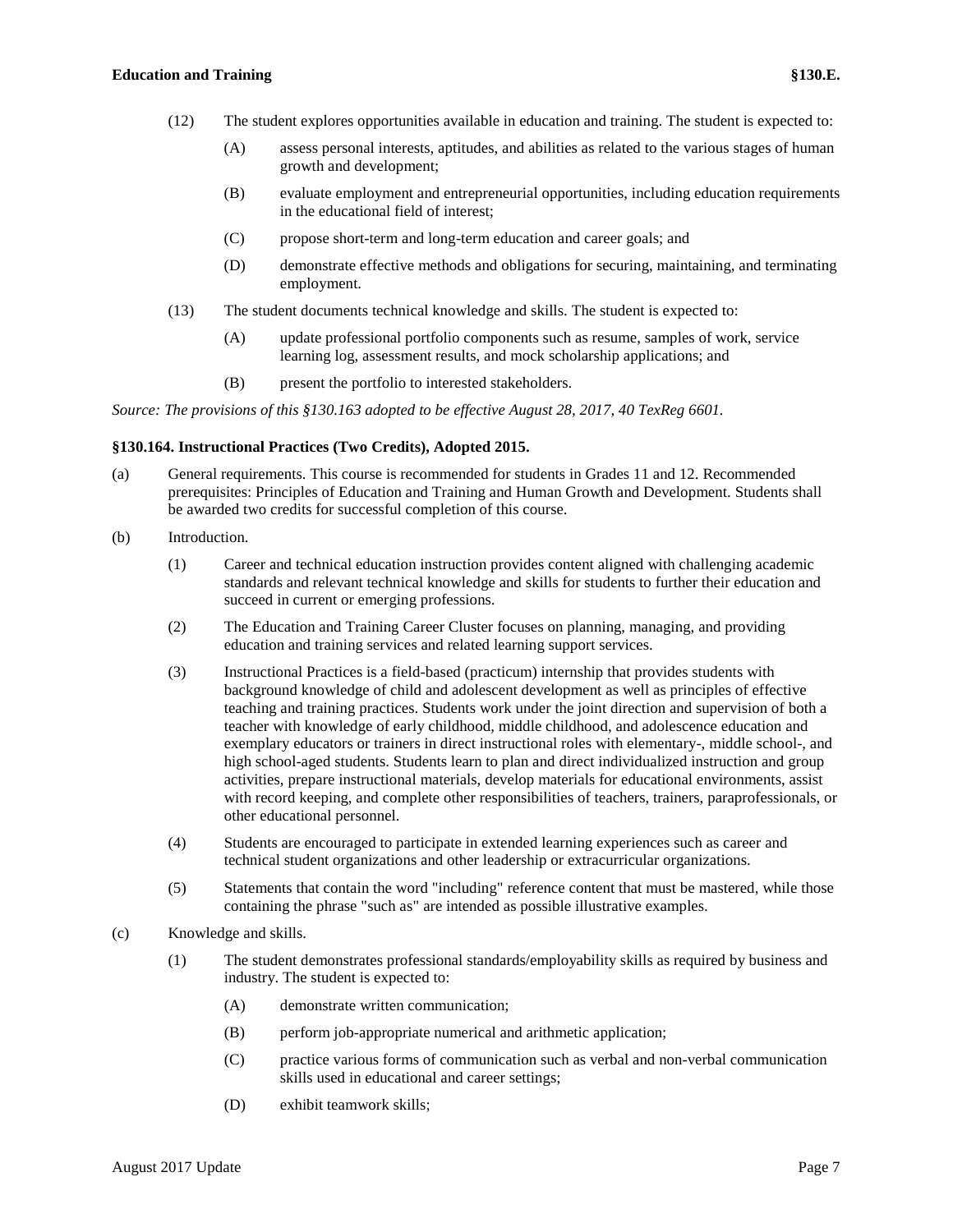(12) The student explores opportunities available in education and training. The student is expected to:

  (A) assess personal interests, aptitudes, and abilities as related to the various stages of human growth and development;

  (B) evaluate employment and entrepreneurial opportunities, including education requirements in the educational field of interest;

  (C) propose short-term and long-term education and career goals; and

  (D) demonstrate effective methods and obligations for securing, maintaining, and terminating employment.

(13) The student documents technical knowledge and skills. The student is expected to:

  (A) update professional portfolio components such as resume, samples of work, service learning log, assessment results, and mock scholarship applications; and

  (B) present the portfolio to interested stakeholders.

*Source: The provisions of this §130.163 adopted to be effective August 28, 2017, 40 TexReg 6601.*

**§130.164. Instructional Practices (Two Credits), Adopted 2015.**

(a) General requirements. This course is recommended for students in Grades 11 and 12. Recommended prerequisites: Principles of Education and Training and Human Growth and Development. Students shall be awarded two credits for successful completion of this course.

(b) Introduction.

  (1) Career and technical education instruction provides content aligned with challenging academic standards and relevant technical knowledge and skills for students to further their education and succeed in current or emerging professions.

  (2) The Education and Training Career Cluster focuses on planning, managing, and providing education and training services and related learning support services.

  (3) Instructional Practices is a field-based (practicum) internship that provides students with background knowledge of child and adolescent development as well as principles of effective teaching and training practices. Students work under the joint direction and supervision of both a teacher with knowledge of early childhood, middle childhood, and adolescence education and exemplary educators or trainers in direct instructional roles with elementary-, middle school-, and high school-aged students. Students learn to plan and direct individualized instruction and group activities, prepare instructional materials, develop materials for educational environments, assist with record keeping, and complete other responsibilities of teachers, trainers, paraprofessionals, or other educational personnel.

  (4) Students are encouraged to participate in extended learning experiences such as career and technical student organizations and other leadership or extracurricular organizations.

  (5) Statements that contain the word "including" reference content that must be mastered, while those containing the phrase "such as" are intended as possible illustrative examples.

(c) Knowledge and skills.

  (1) The student demonstrates professional standards/employability skills as required by business and industry. The student is expected to:

    (A) demonstrate written communication;

    (B) perform job-appropriate numerical and arithmetic application;

    (C) practice various forms of communication such as verbal and non-verbal communication skills used in educational and career settings;

    (D) exhibit teamwork skills;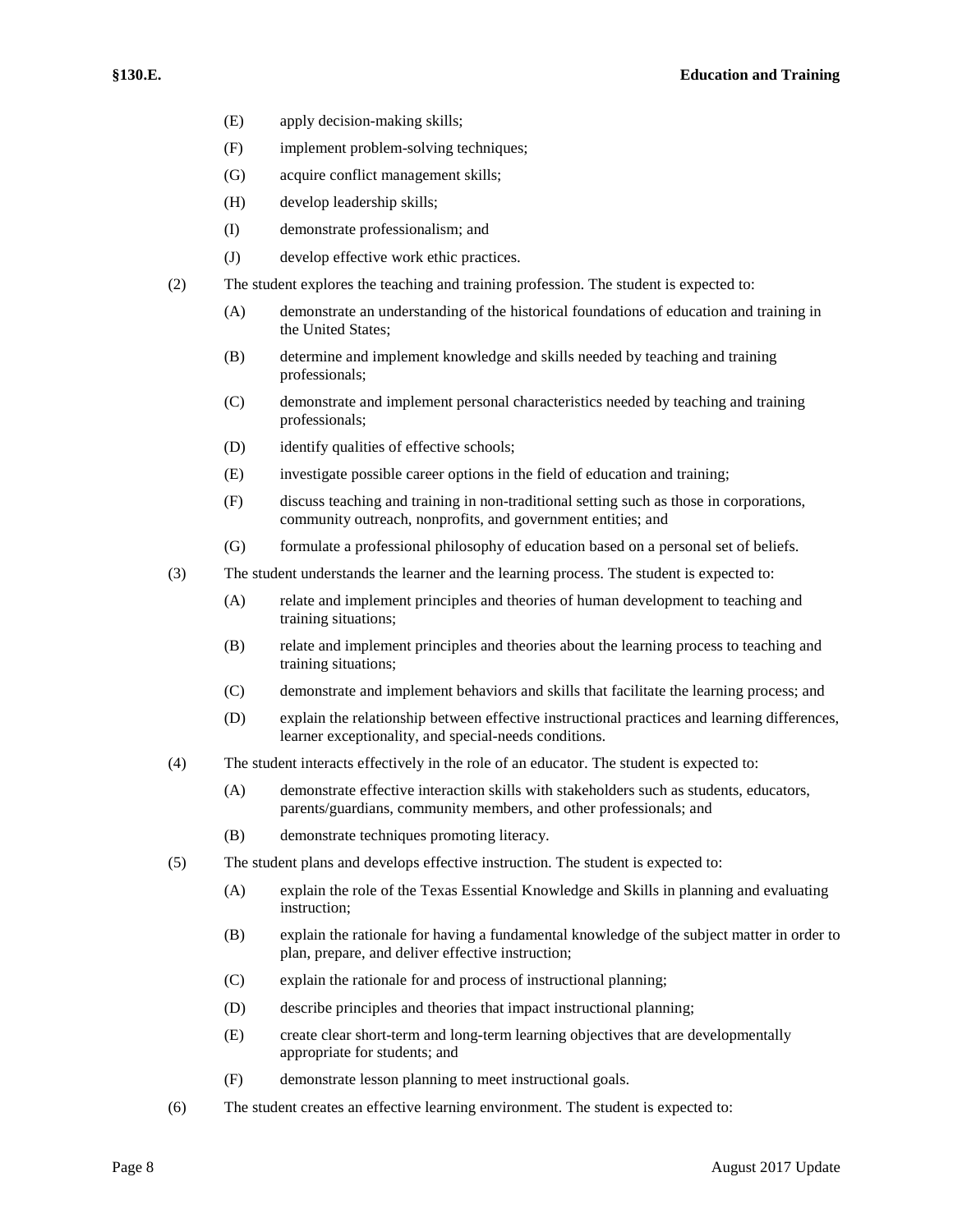(E) apply decision-making skills;

(F) implement problem-solving techniques;

(G) acquire conflict management skills;

(H) develop leadership skills;

(I) demonstrate professionalism; and

(J) develop effective work ethic practices.

(2) The student explores the teaching and training profession. The student is expected to:

(A) demonstrate an understanding of the historical foundations of education and training in the United States;

(B) determine and implement knowledge and skills needed by teaching and training professionals;

(C) demonstrate and implement personal characteristics needed by teaching and training professionals;

(D) identify qualities of effective schools;

(E) investigate possible career options in the field of education and training;

(F) discuss teaching and training in non-traditional setting such as those in corporations, community outreach, nonprofits, and government entities; and

(G) formulate a professional philosophy of education based on a personal set of beliefs.

(3) The student understands the learner and the learning process. The student is expected to:

(A) relate and implement principles and theories of human development to teaching and training situations;

(B) relate and implement principles and theories about the learning process to teaching and training situations;

(C) demonstrate and implement behaviors and skills that facilitate the learning process; and

(D) explain the relationship between effective instructional practices and learning differences, learner exceptionality, and special-needs conditions.

(4) The student interacts effectively in the role of an educator. The student is expected to:

(A) demonstrate effective interaction skills with stakeholders such as students, educators, parents/guardians, community members, and other professionals; and

(B) demonstrate techniques promoting literacy.

(5) The student plans and develops effective instruction. The student is expected to:

(A) explain the role of the Texas Essential Knowledge and Skills in planning and evaluating instruction;

(B) explain the rationale for having a fundamental knowledge of the subject matter in order to plan, prepare, and deliver effective instruction;

(C) explain the rationale for and process of instructional planning;

(D) describe principles and theories that impact instructional planning;

(E) create clear short-term and long-term learning objectives that are developmentally appropriate for students; and

(F) demonstrate lesson planning to meet instructional goals.

(6) The student creates an effective learning environment. The student is expected to: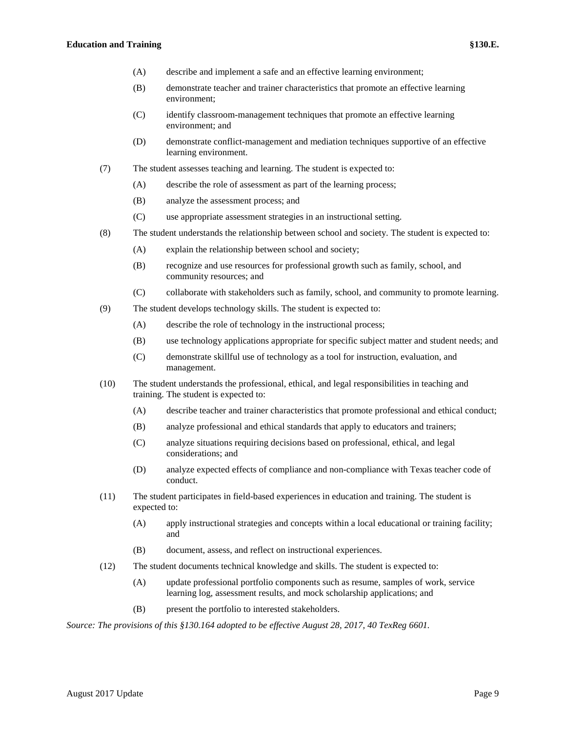(A) describe and implement a safe and an effective learning environment;

(B) demonstrate teacher and trainer characteristics that promote an effective learning environment;

(C) identify classroom-management techniques that promote an effective learning environment; and

(D) demonstrate conflict-management and mediation techniques supportive of an effective learning environment.

(7) The student assesses teaching and learning. The student is expected to:

(A) describe the role of assessment as part of the learning process;

(B) analyze the assessment process; and

(C) use appropriate assessment strategies in an instructional setting.

(8) The student understands the relationship between school and society. The student is expected to:

(A) explain the relationship between school and society;

(B) recognize and use resources for professional growth such as family, school, and community resources; and

(C) collaborate with stakeholders such as family, school, and community to promote learning.

(9) The student develops technology skills. The student is expected to:

(A) describe the role of technology in the instructional process;

(B) use technology applications appropriate for specific subject matter and student needs; and

(C) demonstrate skillful use of technology as a tool for instruction, evaluation, and management.

(10) The student understands the professional, ethical, and legal responsibilities in teaching and training. The student is expected to:

(A) describe teacher and trainer characteristics that promote professional and ethical conduct;

(B) analyze professional and ethical standards that apply to educators and trainers;

(C) analyze situations requiring decisions based on professional, ethical, and legal considerations; and

(D) analyze expected effects of compliance and non-compliance with Texas teacher code of conduct.

(11) The student participates in field-based experiences in education and training. The student is expected to:

(A) apply instructional strategies and concepts within a local educational or training facility; and

(B) document, assess, and reflect on instructional experiences.

(12) The student documents technical knowledge and skills. The student is expected to:

(A) update professional portfolio components such as resume, samples of work, service learning log, assessment results, and mock scholarship applications; and

(B) present the portfolio to interested stakeholders.

*Source: The provisions of this §130.164 adopted to be effective August 28, 2017, 40 TexReg 6601.*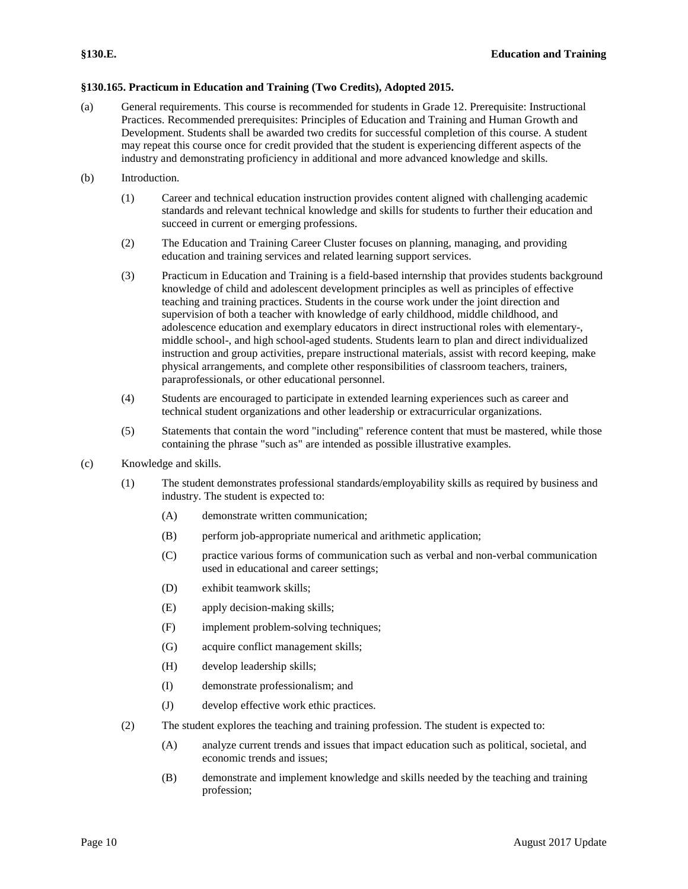### §130.165. Practicum in Education and Training (Two Credits), Adopted 2015.

(a) General requirements. This course is recommended for students in Grade 12. Prerequisite: Instructional Practices. Recommended prerequisites: Principles of Education and Training and Human Growth and Development. Students shall be awarded two credits for successful completion of this course. A student may repeat this course once for credit provided that the student is experiencing different aspects of the industry and demonstrating proficiency in additional and more advanced knowledge and skills.

(b) Introduction.

- (1) Career and technical education instruction provides content aligned with challenging academic standards and relevant technical knowledge and skills for students to further their education and succeed in current or emerging professions.
- (2) The Education and Training Career Cluster focuses on planning, managing, and providing education and training services and related learning support services.
- (3) Practicum in Education and Training is a field-based internship that provides students background knowledge of child and adolescent development principles as well as principles of effective teaching and training practices. Students in the course work under the joint direction and supervision of both a teacher with knowledge of early childhood, middle childhood, and adolescence education and exemplary educators in direct instructional roles with elementary-, middle school-, and high school-aged students. Students learn to plan and direct individualized instruction and group activities, prepare instructional materials, assist with record keeping, make physical arrangements, and complete other responsibilities of classroom teachers, trainers, paraprofessionals, or other educational personnel.
- (4) Students are encouraged to participate in extended learning experiences such as career and technical student organizations and other leadership or extracurricular organizations.
- (5) Statements that contain the word "including" reference content that must be mastered, while those containing the phrase "such as" are intended as possible illustrative examples.

(c) Knowledge and skills.

- (1) The student demonstrates professional standards/employability skills as required by business and industry. The student is expected to:
  - (A) demonstrate written communication;
  - (B) perform job-appropriate numerical and arithmetic application;
  - (C) practice various forms of communication such as verbal and non-verbal communication used in educational and career settings;
  - (D) exhibit teamwork skills;
  - (E) apply decision-making skills;
  - (F) implement problem-solving techniques;
  - (G) acquire conflict management skills;
  - (H) develop leadership skills;
  - (I) demonstrate professionalism; and
  - (J) develop effective work ethic practices.
- (2) The student explores the teaching and training profession. The student is expected to:
  - (A) analyze current trends and issues that impact education such as political, societal, and economic trends and issues;
  - (B) demonstrate and implement knowledge and skills needed by the teaching and training profession;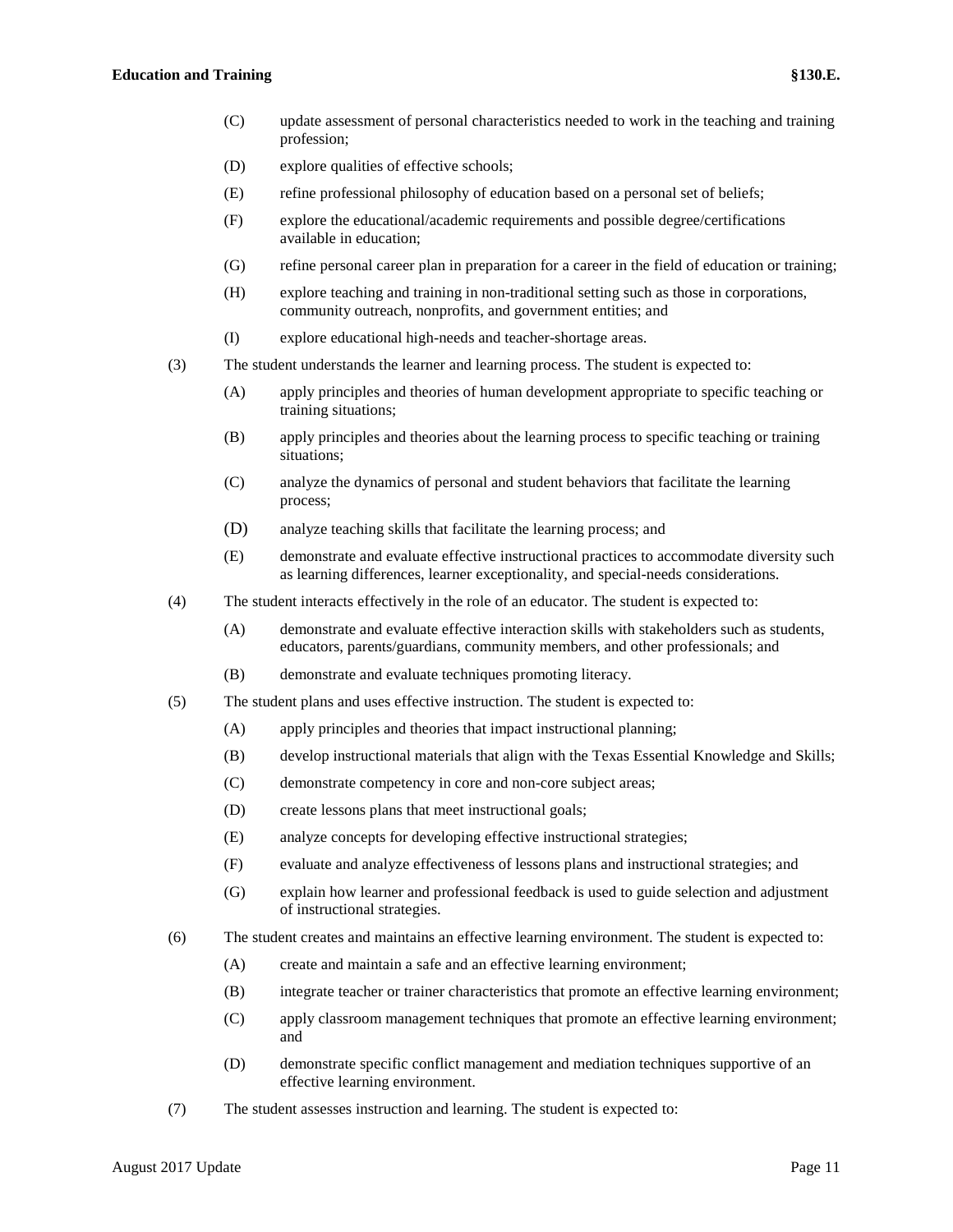(C) update assessment of personal characteristics needed to work in the teaching and training profession;

(D) explore qualities of effective schools;

(E) refine professional philosophy of education based on a personal set of beliefs;

(F) explore the educational/academic requirements and possible degree/certifications available in education;

(G) refine personal career plan in preparation for a career in the field of education or training;

(H) explore teaching and training in non-traditional setting such as those in corporations, community outreach, nonprofits, and government entities; and

(I) explore educational high-needs and teacher-shortage areas.

(3) The student understands the learner and learning process. The student is expected to:

(A) apply principles and theories of human development appropriate to specific teaching or training situations;

(B) apply principles and theories about the learning process to specific teaching or training situations;

(C) analyze the dynamics of personal and student behaviors that facilitate the learning process;

(D) analyze teaching skills that facilitate the learning process; and

(E) demonstrate and evaluate effective instructional practices to accommodate diversity such as learning differences, learner exceptionality, and special-needs considerations.

(4) The student interacts effectively in the role of an educator. The student is expected to:

(A) demonstrate and evaluate effective interaction skills with stakeholders such as students, educators, parents/guardians, community members, and other professionals; and

(B) demonstrate and evaluate techniques promoting literacy.

(5) The student plans and uses effective instruction. The student is expected to:

(A) apply principles and theories that impact instructional planning;

(B) develop instructional materials that align with the Texas Essential Knowledge and Skills;

(C) demonstrate competency in core and non-core subject areas;

(D) create lessons plans that meet instructional goals;

(E) analyze concepts for developing effective instructional strategies;

(F) evaluate and analyze effectiveness of lessons plans and instructional strategies; and

(G) explain how learner and professional feedback is used to guide selection and adjustment of instructional strategies.

(6) The student creates and maintains an effective learning environment. The student is expected to:

(A) create and maintain a safe and an effective learning environment;

(B) integrate teacher or trainer characteristics that promote an effective learning environment;

(C) apply classroom management techniques that promote an effective learning environment; and

(D) demonstrate specific conflict management and mediation techniques supportive of an effective learning environment.

(7) The student assesses instruction and learning. The student is expected to: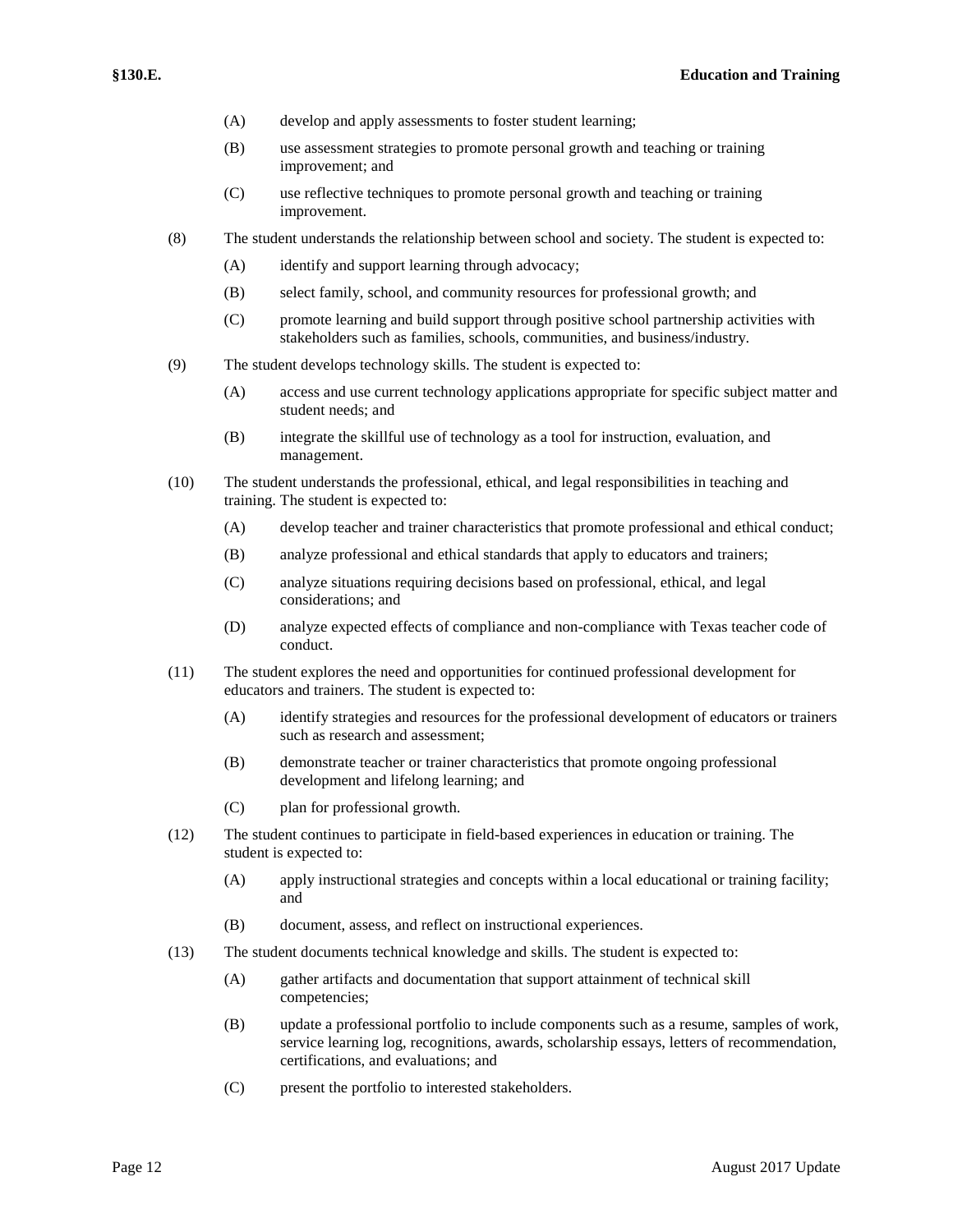(A) develop and apply assessments to foster student learning;

(B) use assessment strategies to promote personal growth and teaching or training improvement; and

(C) use reflective techniques to promote personal growth and teaching or training improvement.

(8) The student understands the relationship between school and society. The student is expected to:

(A) identify and support learning through advocacy;

(B) select family, school, and community resources for professional growth; and

(C) promote learning and build support through positive school partnership activities with stakeholders such as families, schools, communities, and business/industry.

(9) The student develops technology skills. The student is expected to:

(A) access and use current technology applications appropriate for specific subject matter and student needs; and

(B) integrate the skillful use of technology as a tool for instruction, evaluation, and management.

(10) The student understands the professional, ethical, and legal responsibilities in teaching and training. The student is expected to:

(A) develop teacher and trainer characteristics that promote professional and ethical conduct;

(B) analyze professional and ethical standards that apply to educators and trainers;

(C) analyze situations requiring decisions based on professional, ethical, and legal considerations; and

(D) analyze expected effects of compliance and non-compliance with Texas teacher code of conduct.

(11) The student explores the need and opportunities for continued professional development for educators and trainers. The student is expected to:

(A) identify strategies and resources for the professional development of educators or trainers such as research and assessment;

(B) demonstrate teacher or trainer characteristics that promote ongoing professional development and lifelong learning; and

(C) plan for professional growth.

(12) The student continues to participate in field-based experiences in education or training. The student is expected to:

(A) apply instructional strategies and concepts within a local educational or training facility; and

(B) document, assess, and reflect on instructional experiences.

(13) The student documents technical knowledge and skills. The student is expected to:

(A) gather artifacts and documentation that support attainment of technical skill competencies;

(B) update a professional portfolio to include components such as a resume, samples of work, service learning log, recognitions, awards, scholarship essays, letters of recommendation, certifications, and evaluations; and

(C) present the portfolio to interested stakeholders.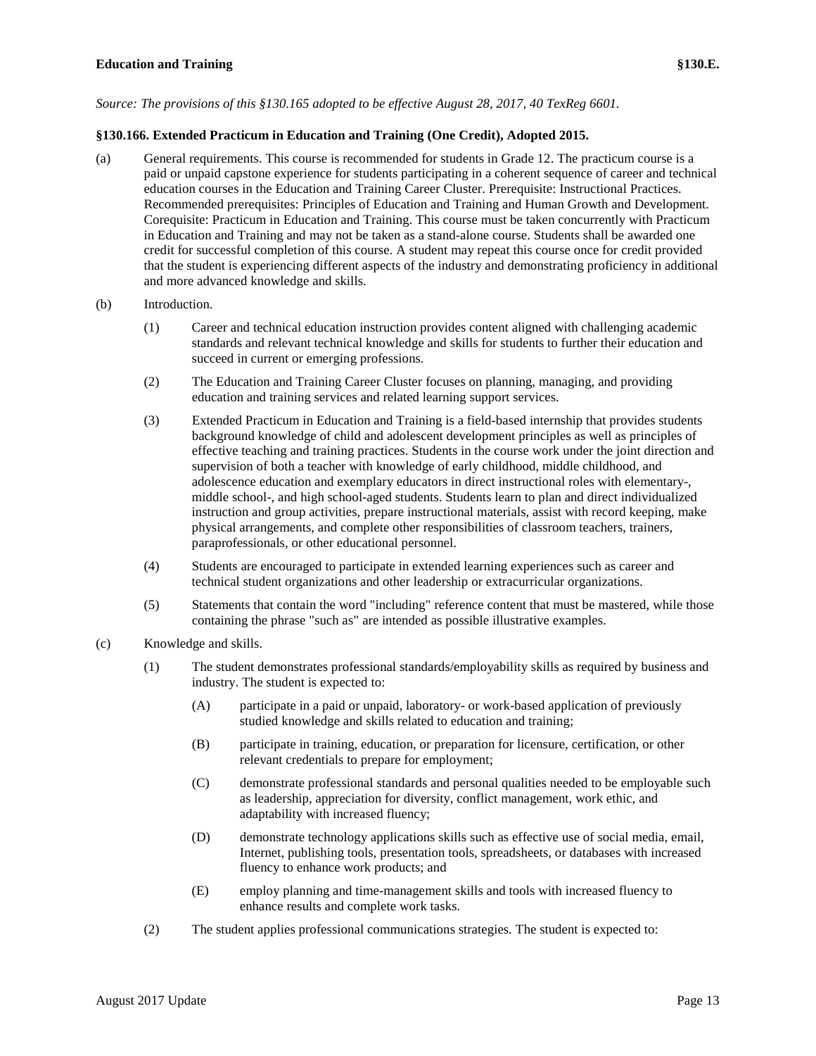*Source: The provisions of this §130.165 adopted to be effective August 28, 2017, 40 TexReg 6601.*

**§130.166. Extended Practicum in Education and Training (One Credit), Adopted 2015.**

(a) General requirements. This course is recommended for students in Grade 12. The practicum course is a paid or unpaid capstone experience for students participating in a coherent sequence of career and technical education courses in the Education and Training Career Cluster. Prerequisite: Instructional Practices. Recommended prerequisites: Principles of Education and Training and Human Growth and Development. Corequisite: Practicum in Education and Training. This course must be taken concurrently with Practicum in Education and Training and may not be taken as a stand-alone course. Students shall be awarded one credit for successful completion of this course. A student may repeat this course once for credit provided that the student is experiencing different aspects of the industry and demonstrating proficiency in additional and more advanced knowledge and skills.

(b) Introduction.

(1) Career and technical education instruction provides content aligned with challenging academic standards and relevant technical knowledge and skills for students to further their education and succeed in current or emerging professions.

(2) The Education and Training Career Cluster focuses on planning, managing, and providing education and training services and related learning support services.

(3) Extended Practicum in Education and Training is a field-based internship that provides students background knowledge of child and adolescent development principles as well as principles of effective teaching and training practices. Students in the course work under the joint direction and supervision of both a teacher with knowledge of early childhood, middle childhood, and adolescence education and exemplary educators in direct instructional roles with elementary-, middle school-, and high school-aged students. Students learn to plan and direct individualized instruction and group activities, prepare instructional materials, assist with record keeping, make physical arrangements, and complete other responsibilities of classroom teachers, trainers, paraprofessionals, or other educational personnel.

(4) Students are encouraged to participate in extended learning experiences such as career and technical student organizations and other leadership or extracurricular organizations.

(5) Statements that contain the word "including" reference content that must be mastered, while those containing the phrase "such as" are intended as possible illustrative examples.

(c) Knowledge and skills.

(1) The student demonstrates professional standards/employability skills as required by business and industry. The student is expected to:

(A) participate in a paid or unpaid, laboratory- or work-based application of previously studied knowledge and skills related to education and training;

(B) participate in training, education, or preparation for licensure, certification, or other relevant credentials to prepare for employment;

(C) demonstrate professional standards and personal qualities needed to be employable such as leadership, appreciation for diversity, conflict management, work ethic, and adaptability with increased fluency;

(D) demonstrate technology applications skills such as effective use of social media, email, Internet, publishing tools, presentation tools, spreadsheets, or databases with increased fluency to enhance work products; and

(E) employ planning and time-management skills and tools with increased fluency to enhance results and complete work tasks.

(2) The student applies professional communications strategies. The student is expected to: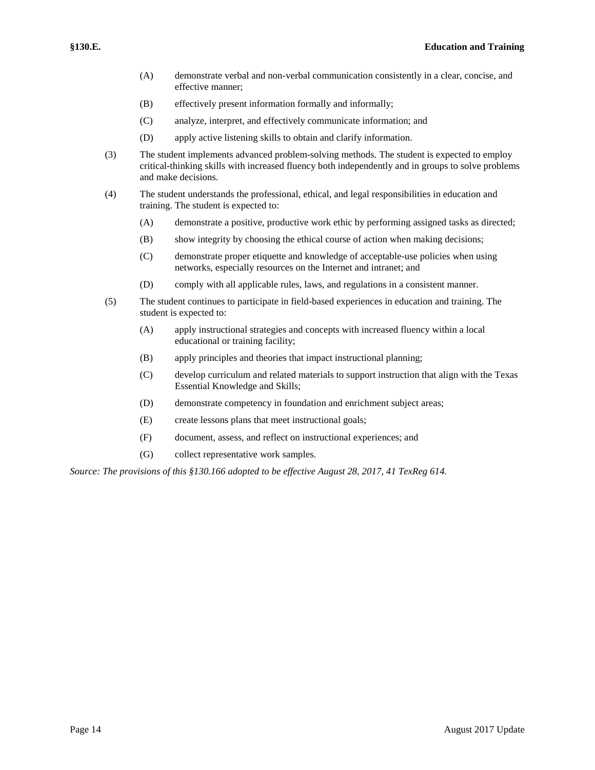(A) demonstrate verbal and non-verbal communication consistently in a clear, concise, and effective manner;

(B) effectively present information formally and informally;

(C) analyze, interpret, and effectively communicate information; and

(D) apply active listening skills to obtain and clarify information.

(3) The student implements advanced problem-solving methods. The student is expected to employ critical-thinking skills with increased fluency both independently and in groups to solve problems and make decisions.

(4) The student understands the professional, ethical, and legal responsibilities in education and training. The student is expected to:

(A) demonstrate a positive, productive work ethic by performing assigned tasks as directed;

(B) show integrity by choosing the ethical course of action when making decisions;

(C) demonstrate proper etiquette and knowledge of acceptable-use policies when using networks, especially resources on the Internet and intranet; and

(D) comply with all applicable rules, laws, and regulations in a consistent manner.

(5) The student continues to participate in field-based experiences in education and training. The student is expected to:

(A) apply instructional strategies and concepts with increased fluency within a local educational or training facility;

(B) apply principles and theories that impact instructional planning;

(C) develop curriculum and related materials to support instruction that align with the Texas Essential Knowledge and Skills;

(D) demonstrate competency in foundation and enrichment subject areas;

(E) create lessons plans that meet instructional goals;

(F) document, assess, and reflect on instructional experiences; and

(G) collect representative work samples.

*Source: The provisions of this §130.166 adopted to be effective August 28, 2017, 41 TexReg 614.*